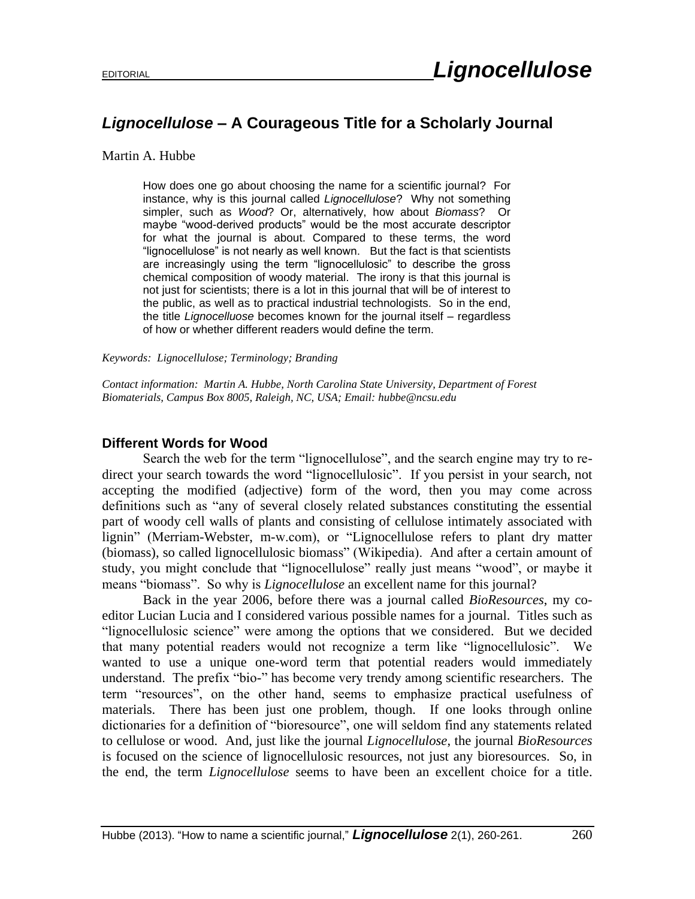EDITORIAL

# *Lignocellulose* – A Courageous Title for a Scholarly Journal

Martin A. Hubbe

> How does one go about choosing the name for a scientific journal? For instance, why is this journal called *Lignocellulose*? Why not something simpler, such as *Wood*? Or, alternatively, how about *Biomass*? Or maybe "wood-derived products" would be the most accurate descriptor for what the journal is about. Compared to these terms, the word "lignocellulose" is not nearly as well known. But the fact is that scientists are increasingly using the term "lignocellulosic" to describe the gross chemical composition of woody material. The irony is that this journal is not just for scientists; there is a lot in this journal that will be of interest to the public, as well as to practical industrial technologists. So in the end, the title *Lignocelluose* becomes known for the journal itself – regardless of how or whether different readers would define the term.

*Keywords: Lignocellulose; Terminology; Branding*

*Contact information: Martin A. Hubbe, North Carolina State University, Department of Forest Biomaterials, Campus Box 8005, Raleigh, NC, USA; Email: hubbe@ncsu.edu*

## Different Words for Wood

Search the web for the term "lignocellulose", and the search engine may try to re-direct your search towards the word "lignocellulosic". If you persist in your search, not accepting the modified (adjective) form of the word, then you may come across definitions such as "any of several closely related substances constituting the essential part of woody cell walls of plants and consisting of cellulose intimately associated with lignin" (Merriam-Webster, m-w.com), or "Lignocellulose refers to plant dry matter (biomass), so called lignocellulosic biomass" (Wikipedia). And after a certain amount of study, you might conclude that "lignocellulose" really just means "wood", or maybe it means "biomass". So why is *Lignocellulose* an excellent name for this journal?

Back in the year 2006, before there was a journal called *BioResources*, my co-editor Lucian Lucia and I considered various possible names for a journal. Titles such as "lignocellulosic science" were among the options that we considered. But we decided that many potential readers would not recognize a term like "lignocellulosic". We wanted to use a unique one-word term that potential readers would immediately understand. The prefix "bio-" has become very trendy among scientific researchers. The term "resources", on the other hand, seems to emphasize practical usefulness of materials. There has been just one problem, though. If one looks through online dictionaries for a definition of "bioresource", one will seldom find any statements related to cellulose or wood. And, just like the journal *Lignocellulose*, the journal *BioResources* is focused on the science of lignocellulosic resources, not just any bioresources. So, in the end, the term *Lignocellulose* seems to have been an excellent choice for a title.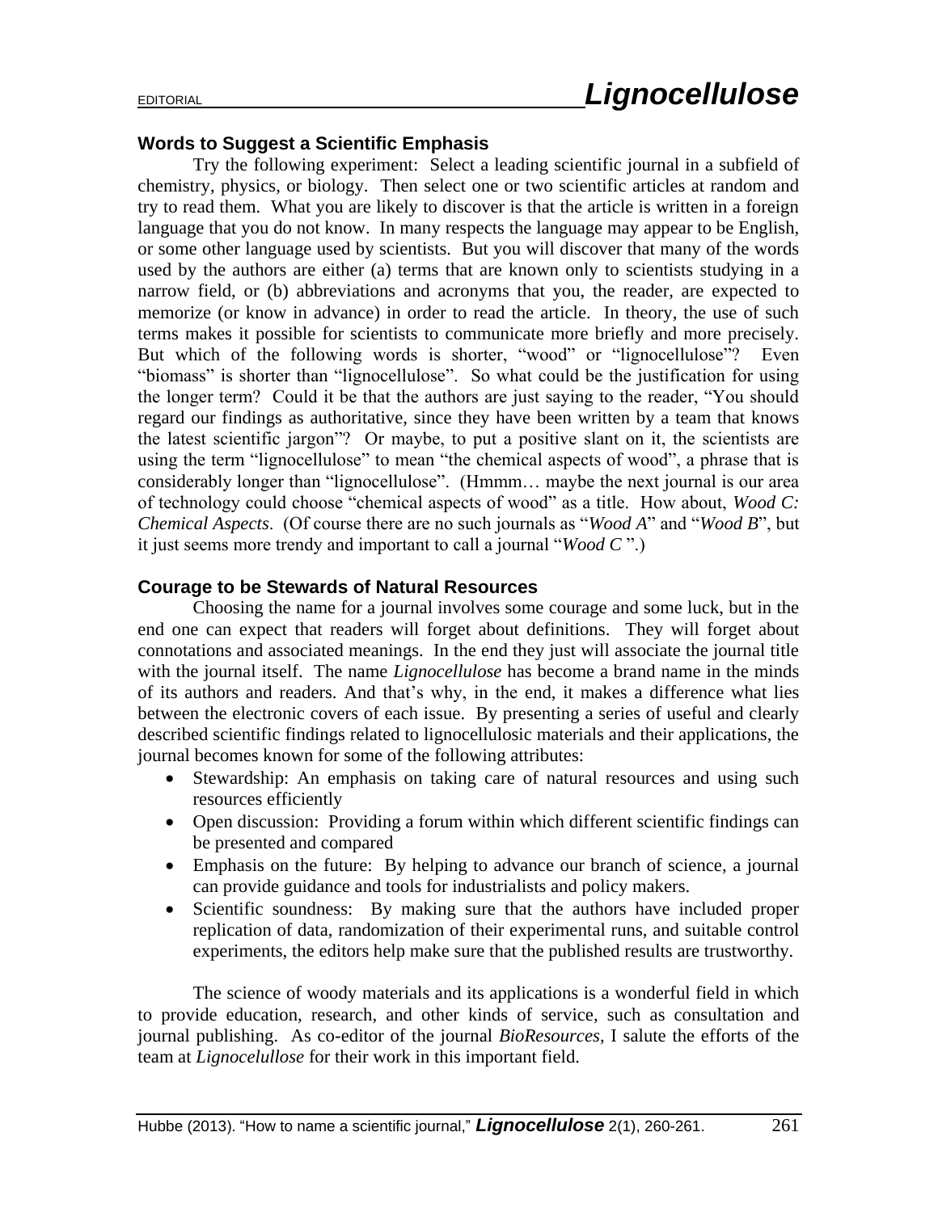## Words to Suggest a Scientific Emphasis

Try the following experiment: Select a leading scientific journal in a subfield of chemistry, physics, or biology. Then select one or two scientific articles at random and try to read them. What you are likely to discover is that the article is written in a foreign language that you do not know. In many respects the language may appear to be English, or some other language used by scientists. But you will discover that many of the words used by the authors are either (a) terms that are known only to scientists studying in a narrow field, or (b) abbreviations and acronyms that you, the reader, are expected to memorize (or know in advance) in order to read the article. In theory, the use of such terms makes it possible for scientists to communicate more briefly and more precisely. But which of the following words is shorter, "wood" or "lignocellulose"? Even "biomass" is shorter than "lignocellulose". So what could be the justification for using the longer term? Could it be that the authors are just saying to the reader, "You should regard our findings as authoritative, since they have been written by a team that knows the latest scientific jargon"? Or maybe, to put a positive slant on it, the scientists are using the term "lignocellulose" to mean "the chemical aspects of wood", a phrase that is considerably longer than "lignocellulose". (Hmmm… maybe the next journal is our area of technology could choose "chemical aspects of wood" as a title. How about, *Wood C: Chemical Aspects*. (Of course there are no such journals as "*Wood A*" and "*Wood B*", but it just seems more trendy and important to call a journal "*Wood C* ".)

## Courage to be Stewards of Natural Resources

Choosing the name for a journal involves some courage and some luck, but in the end one can expect that readers will forget about definitions. They will forget about connotations and associated meanings. In the end they just will associate the journal title with the journal itself. The name *Lignocellulose* has become a brand name in the minds of its authors and readers. And that's why, in the end, it makes a difference what lies between the electronic covers of each issue. By presenting a series of useful and clearly described scientific findings related to lignocellulosic materials and their applications, the journal becomes known for some of the following attributes:

- Stewardship: An emphasis on taking care of natural resources and using such resources efficiently
- Open discussion: Providing a forum within which different scientific findings can be presented and compared
- Emphasis on the future: By helping to advance our branch of science, a journal can provide guidance and tools for industrialists and policy makers.
- Scientific soundness: By making sure that the authors have included proper replication of data, randomization of their experimental runs, and suitable control experiments, the editors help make sure that the published results are trustworthy.

The science of woody materials and its applications is a wonderful field in which to provide education, research, and other kinds of service, such as consultation and journal publishing. As co-editor of the journal *BioResources*, I salute the efforts of the team at *Lignocelullose* for their work in this important field.